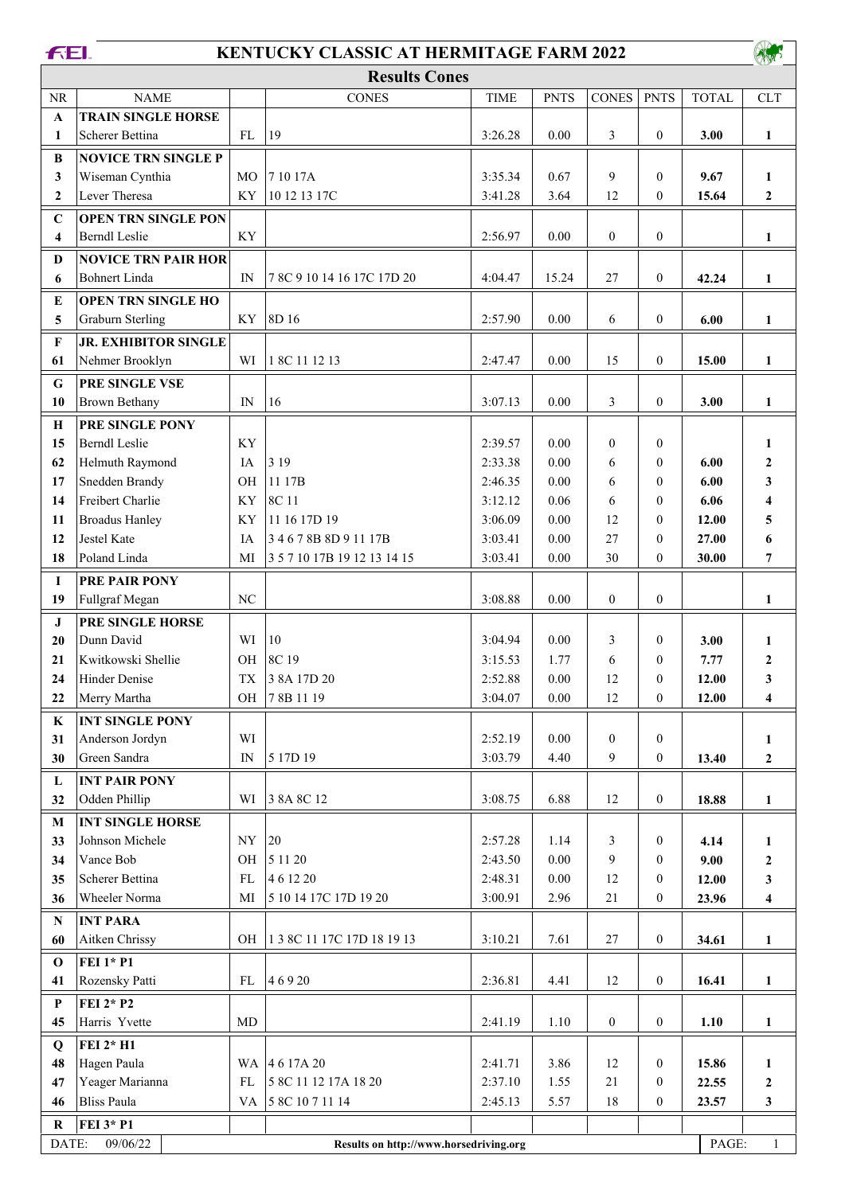# KENTUCKY CLASSIC AT HERMITAGE FARM 2022

## Results Cones

| NR | NAME | | CONES | TIME | PNTS | CONES | PNTS | TOTAL | CLT |
|---|---|---|---|---|---|---|---|---|---|
| **A** | **TRAIN SINGLE HORSE** | | | | | | | | |
| 1 | Scherer Bettina | FL | 19 | 3:26.28 | 0.00 | 3 | 0 | **3.00** | **1** |
| **B** | **NOVICE TRN SINGLE P** | | | | | | | | |
| 3 | Wiseman Cynthia | MO | 7 10 17A | 3:35.34 | 0.67 | 9 | 0 | **9.67** | **1** |
| 2 | Lever Theresa | KY | 10 12 13 17C | 3:41.28 | 3.64 | 12 | 0 | **15.64** | **2** |
| **C** | **OPEN TRN SINGLE PON** | | | | | | | | |
| 4 | Berndl Leslie | KY | | 2:56.97 | 0.00 | 0 | 0 | | **1** |
| **D** | **NOVICE TRN PAIR HOR** | | | | | | | | |
| 6 | Bohnert Linda | IN | 7 8C 9 10 14 16 17C 17D 20 | 4:04.47 | 15.24 | 27 | 0 | **42.24** | **1** |
| **E** | **OPEN TRN SINGLE HO** | | | | | | | | |
| 5 | Graburn Sterling | KY | 8D 16 | 2:57.90 | 0.00 | 6 | 0 | **6.00** | **1** |
| **F** | **JR. EXHIBITOR SINGLE** | | | | | | | | |
| 61 | Nehmer Brooklyn | WI | 1 8C 11 12 13 | 2:47.47 | 0.00 | 15 | 0 | **15.00** | **1** |
| **G** | **PRE SINGLE VSE** | | | | | | | | |
| 10 | Brown Bethany | IN | 16 | 3:07.13 | 0.00 | 3 | 0 | **3.00** | **1** |
| **H** | **PRE SINGLE PONY** | | | | | | | | |
| 15 | Berndl Leslie | KY | | 2:39.57 | 0.00 | 0 | 0 | | **1** |
| 62 | Helmuth Raymond | IA | 3 19 | 2:33.38 | 0.00 | 6 | 0 | **6.00** | **2** |
| 17 | Snedden Brandy | OH | 11 17B | 2:46.35 | 0.00 | 6 | 0 | **6.00** | **3** |
| 14 | Freibert Charlie | KY | 8C 11 | 3:12.12 | 0.06 | 6 | 0 | **6.06** | **4** |
| 11 | Broadus Hanley | KY | 11 16 17D 19 | 3:06.09 | 0.00 | 12 | 0 | **12.00** | **5** |
| 12 | Jestel Kate | IA | 3 4 6 7 8B 8D 9 11 17B | 3:03.41 | 0.00 | 27 | 0 | **27.00** | **6** |
| 18 | Poland Linda | MI | 3 5 7 10 17B 19 12 13 14 15 | 3:03.41 | 0.00 | 30 | 0 | **30.00** | **7** |
| **I** | **PRE PAIR PONY** | | | | | | | | |
| 19 | Fullgraf Megan | NC | | 3:08.88 | 0.00 | 0 | 0 | | **1** |
| **J** | **PRE SINGLE HORSE** | | | | | | | | |
| 20 | Dunn David | WI | 10 | 3:04.94 | 0.00 | 3 | 0 | **3.00** | **1** |
| 21 | Kwitkowski Shellie | OH | 8C 19 | 3:15.53 | 1.77 | 6 | 0 | **7.77** | **2** |
| 24 | Hinder Denise | TX | 3 8A 17D 20 | 2:52.88 | 0.00 | 12 | 0 | **12.00** | **3** |
| 22 | Merry Martha | OH | 7 8B 11 19 | 3:04.07 | 0.00 | 12 | 0 | **12.00** | **4** |
| **K** | **INT SINGLE PONY** | | | | | | | | |
| 31 | Anderson Jordyn | WI | | 2:52.19 | 0.00 | 0 | 0 | | **1** |
| 30 | Green Sandra | IN | 5 17D 19 | 3:03.79 | 4.40 | 9 | 0 | **13.40** | **2** |
| **L** | **INT PAIR PONY** | | | | | | | | |
| 32 | Odden Phillip | WI | 3 8A 8C 12 | 3:08.75 | 6.88 | 12 | 0 | **18.88** | **1** |
| **M** | **INT SINGLE HORSE** | | | | | | | | |
| 33 | Johnson Michele | NY | 20 | 2:57.28 | 1.14 | 3 | 0 | **4.14** | **1** |
| 34 | Vance Bob | OH | 5 11 20 | 2:43.50 | 0.00 | 9 | 0 | **9.00** | **2** |
| 35 | Scherer Bettina | FL | 4 6 12 20 | 2:48.31 | 0.00 | 12 | 0 | **12.00** | **3** |
| 36 | Wheeler Norma | MI | 5 10 14 17C 17D 19 20 | 3:00.91 | 2.96 | 21 | 0 | **23.96** | **4** |
| **N** | **INT PARA** | | | | | | | | |
| 60 | Aitken Chrissy | OH | 1 3 8C 11 17C 17D 18 19 13 | 3:10.21 | 7.61 | 27 | 0 | **34.61** | **1** |
| **O** | **FEI 1* P1** | | | | | | | | |
| 41 | Rozensky Patti | FL | 4 6 9 20 | 2:36.81 | 4.41 | 12 | 0 | **16.41** | **1** |
| **P** | **FEI 2* P2** | | | | | | | | |
| 45 | Harris Yvette | MD | | 2:41.19 | 1.10 | 0 | 0 | **1.10** | **1** |
| **Q** | **FEI 2* H1** | | | | | | | | |
| 48 | Hagen Paula | WA | 4 6 17A 20 | 2:41.71 | 3.86 | 12 | 0 | **15.86** | **1** |
| 47 | Yeager Marianna | FL | 5 8C 11 12 17A 18 20 | 2:37.10 | 1.55 | 21 | 0 | **22.55** | **2** |
| 46 | Bliss Paula | VA | 5 8C 10 7 11 14 | 2:45.13 | 5.57 | 18 | 0 | **23.57** | **3** |
| **R** | **FEI 3* P1** | | | | | | | | |

DATE: 09/06/22 | Results on http://www.horsedriving.org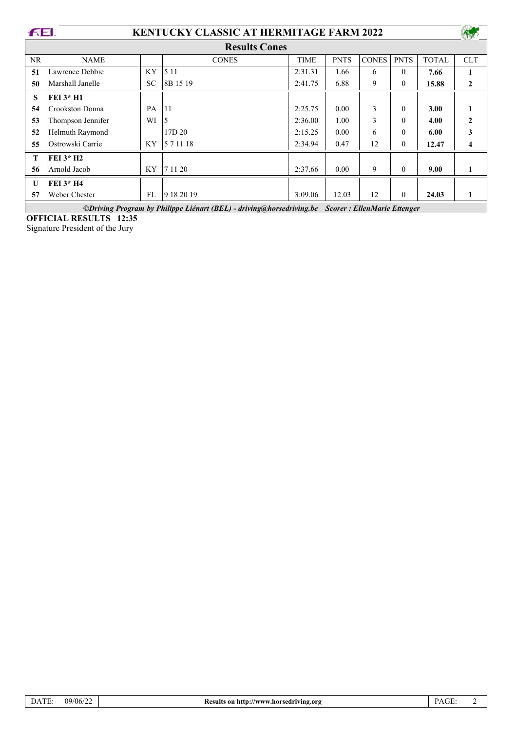# KENTUCKY CLASSIC AT HERMITAGE FARM 2022

## Results Cones

| NR | NAME | | CONES | TIME | PNTS | CONES | PNTS | TOTAL | CLT |
|---|---|---|---|---|---|---|---|---|---|
| **51** | Lawrence Debbie | KY | 5 11 | 2:31.31 | 1.66 | 6 | 0 | **7.66** | **1** |
| **50** | Marshall Janelle | SC | 8B 15 19 | 2:41.75 | 6.88 | 9 | 0 | **15.88** | **2** |
| **S** | **FEI 3* H1** | | | | | | | | |
| **54** | Crookston Donna | PA | 11 | 2:25.75 | 0.00 | 3 | 0 | **3.00** | **1** |
| **53** | Thompson Jennifer | WI | 5 | 2:36.00 | 1.00 | 3 | 0 | **4.00** | **2** |
| **52** | Helmuth Raymond | | 17D 20 | 2:15.25 | 0.00 | 6 | 0 | **6.00** | **3** |
| **55** | Ostrowski Carrie | KY | 5 7 11 18 | 2:34.94 | 0.47 | 12 | 0 | **12.47** | **4** |
| **T** | **FEI 3* H2** | | | | | | | | |
| **56** | Arnold Jacob | KY | 7 11 20 | 2:37.66 | 0.00 | 9 | 0 | **9.00** | **1** |
| **U** | **FEI 3* H4** | | | | | | | | |
| **57** | Weber Chester | FL | 9 18 20 19 | 3:09.06 | 12.03 | 12 | 0 | **24.03** | **1** |

***©Driving Program by Philippe Liénart (BEL) - driving@horsedriving.be Scorer : EllenMarie Ettenger***

**OFFICIAL RESULTS 12:35**

Signature President of the Jury

DATE: 09/06/22 | **Results on http://www.horsedriving.org**